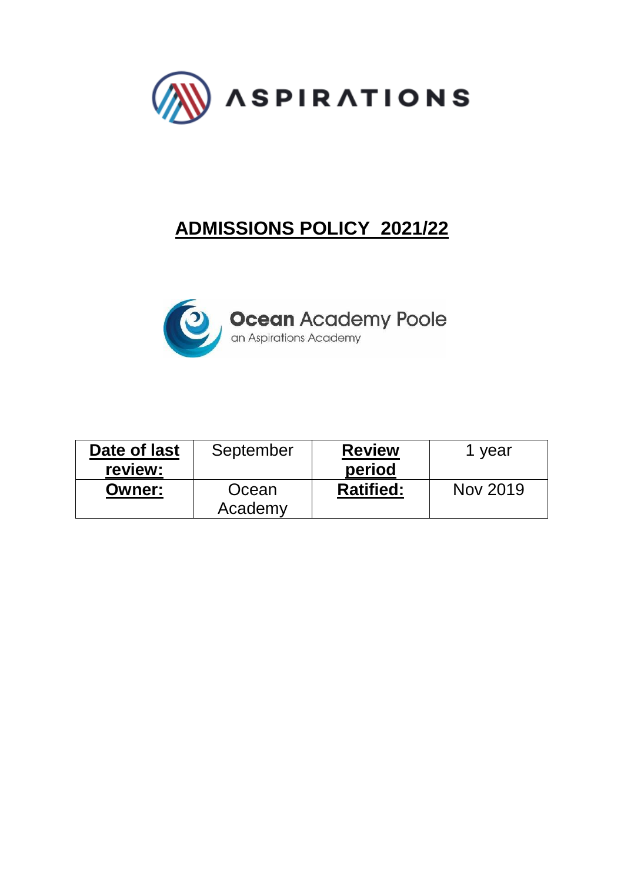ASPIRATIONS

# ADMISSIONS POLICY 2021/22

**Ocean** Academy Poole
an Aspirations Academy

| **Date of last review:** | September | **Review period** | 1 year |
|---|---|---|---|
| **Owner:** | Ocean Academy | **Ratified:** | Nov 2019 |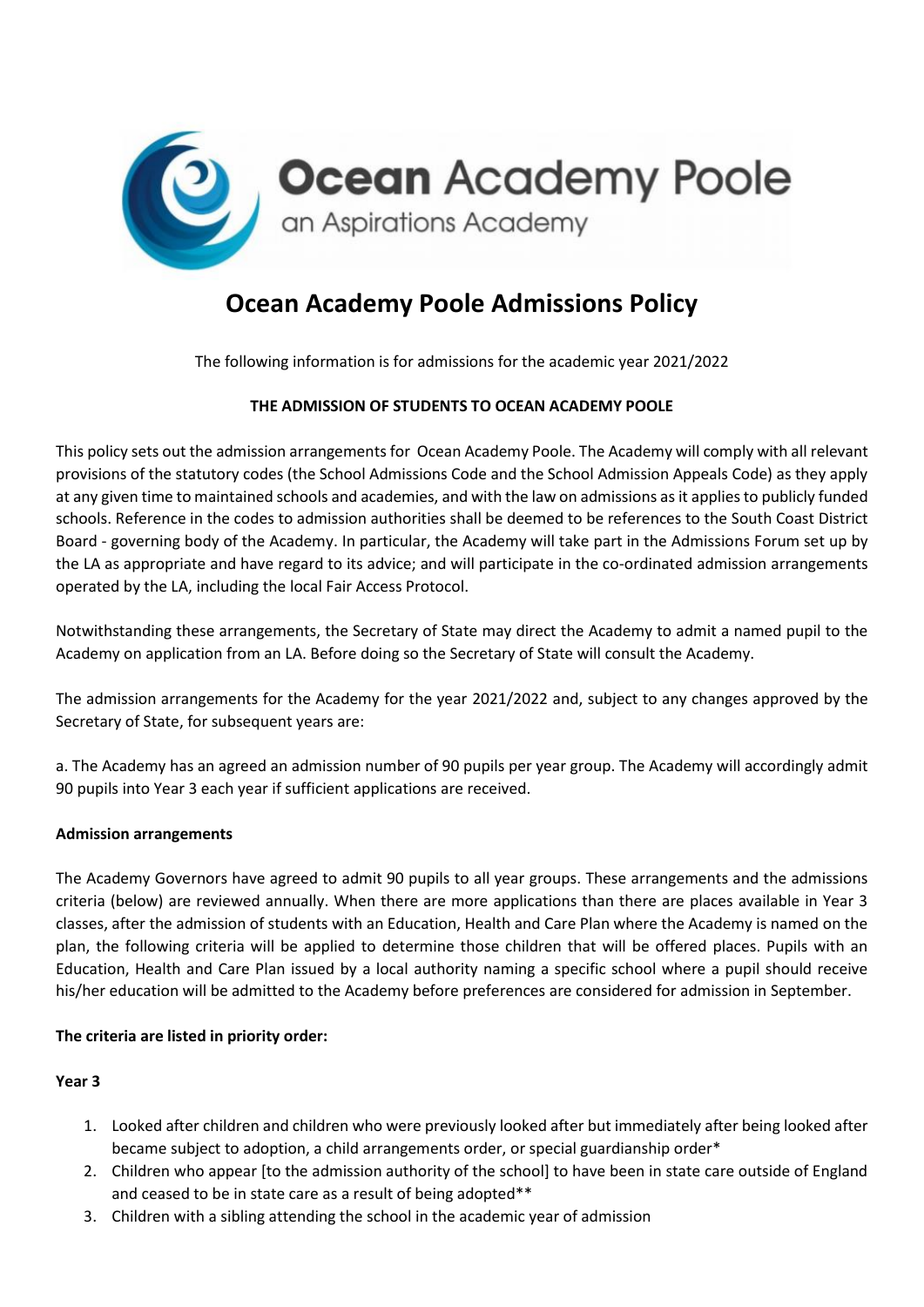# Ocean Academy Poole Admissions Policy

The following information is for admissions for the academic year 2021/2022

**THE ADMISSION OF STUDENTS TO OCEAN ACADEMY POOLE**

This policy sets out the admission arrangements for Ocean Academy Poole. The Academy will comply with all relevant provisions of the statutory codes (the School Admissions Code and the School Admission Appeals Code) as they apply at any given time to maintained schools and academies, and with the law on admissions as it applies to publicly funded schools. Reference in the codes to admission authorities shall be deemed to be references to the South Coast District Board - governing body of the Academy. In particular, the Academy will take part in the Admissions Forum set up by the LA as appropriate and have regard to its advice; and will participate in the co-ordinated admission arrangements operated by the LA, including the local Fair Access Protocol.

Notwithstanding these arrangements, the Secretary of State may direct the Academy to admit a named pupil to the Academy on application from an LA. Before doing so the Secretary of State will consult the Academy.

The admission arrangements for the Academy for the year 2021/2022 and, subject to any changes approved by the Secretary of State, for subsequent years are:

a. The Academy has an agreed an admission number of 90 pupils per year group. The Academy will accordingly admit 90 pupils into Year 3 each year if sufficient applications are received.

**Admission arrangements**

The Academy Governors have agreed to admit 90 pupils to all year groups. These arrangements and the admissions criteria (below) are reviewed annually. When there are more applications than there are places available in Year 3 classes, after the admission of students with an Education, Health and Care Plan where the Academy is named on the plan, the following criteria will be applied to determine those children that will be offered places. Pupils with an Education, Health and Care Plan issued by a local authority naming a specific school where a pupil should receive his/her education will be admitted to the Academy before preferences are considered for admission in September.

**The criteria are listed in priority order:**

**Year 3**

1. Looked after children and children who were previously looked after but immediately after being looked after became subject to adoption, a child arrangements order, or special guardianship order*
2. Children who appear [to the admission authority of the school] to have been in state care outside of England and ceased to be in state care as a result of being adopted**
3. Children with a sibling attending the school in the academic year of admission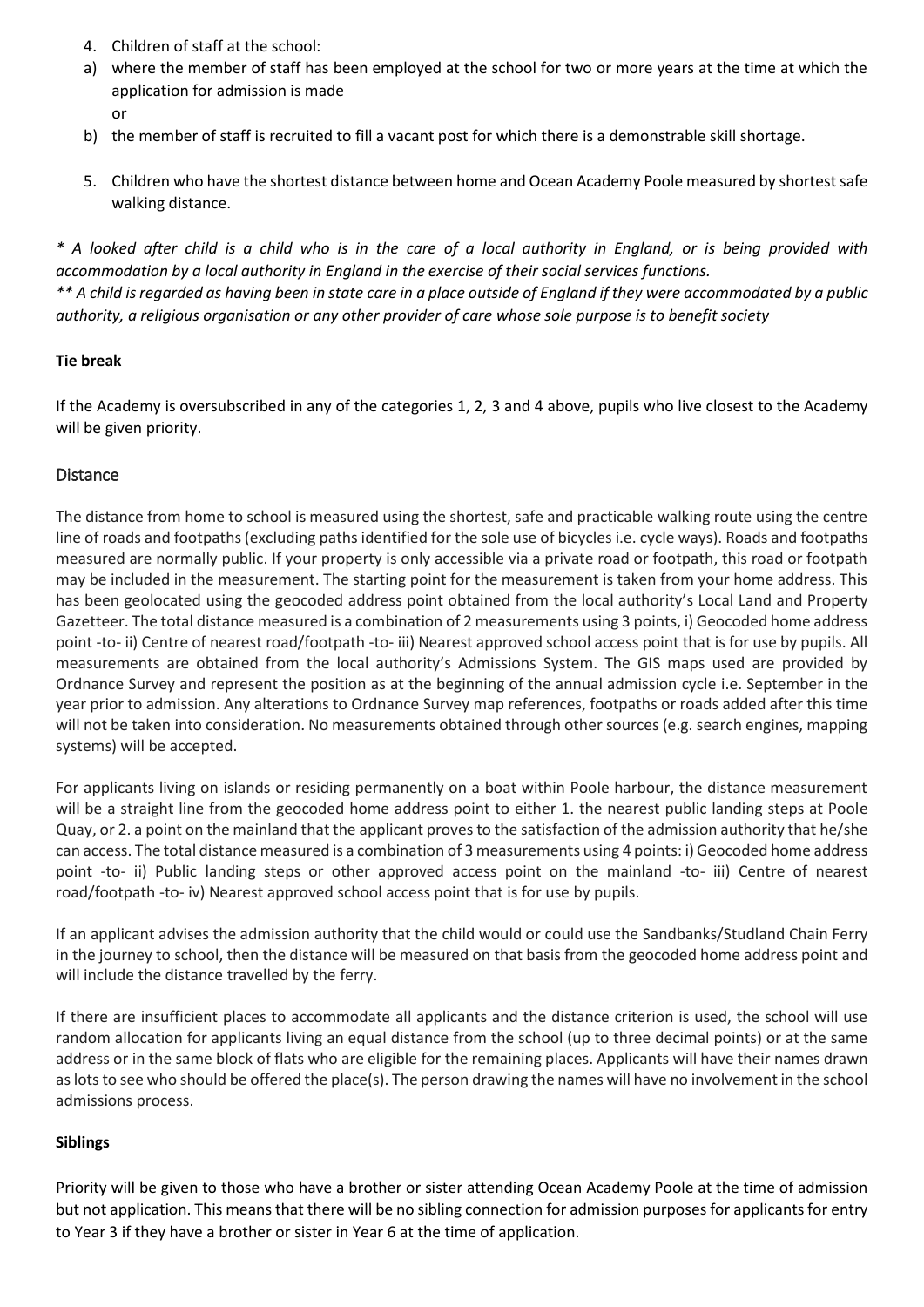4. Children of staff at the school:
   a) where the member of staff has been employed at the school for two or more years at the time at which the application for admission is made
      or
   b) the member of staff is recruited to fill a vacant post for which there is a demonstrable skill shortage.

5. Children who have the shortest distance between home and Ocean Academy Poole measured by shortest safe walking distance.

*\* A looked after child is a child who is in the care of a local authority in England, or is being provided with accommodation by a local authority in England in the exercise of their social services functions.*
*\*\* A child is regarded as having been in state care in a place outside of England if they were accommodated by a public authority, a religious organisation or any other provider of care whose sole purpose is to benefit society*

**Tie break**

If the Academy is oversubscribed in any of the categories 1, 2, 3 and 4 above, pupils who live closest to the Academy will be given priority.

## Distance

The distance from home to school is measured using the shortest, safe and practicable walking route using the centre line of roads and footpaths (excluding paths identified for the sole use of bicycles i.e. cycle ways). Roads and footpaths measured are normally public. If your property is only accessible via a private road or footpath, this road or footpath may be included in the measurement. The starting point for the measurement is taken from your home address. This has been geolocated using the geocoded address point obtained from the local authority's Local Land and Property Gazetteer. The total distance measured is a combination of 2 measurements using 3 points, i) Geocoded home address point -to- ii) Centre of nearest road/footpath -to- iii) Nearest approved school access point that is for use by pupils. All measurements are obtained from the local authority's Admissions System. The GIS maps used are provided by Ordnance Survey and represent the position as at the beginning of the annual admission cycle i.e. September in the year prior to admission. Any alterations to Ordnance Survey map references, footpaths or roads added after this time will not be taken into consideration. No measurements obtained through other sources (e.g. search engines, mapping systems) will be accepted.

For applicants living on islands or residing permanently on a boat within Poole harbour, the distance measurement will be a straight line from the geocoded home address point to either 1. the nearest public landing steps at Poole Quay, or 2. a point on the mainland that the applicant proves to the satisfaction of the admission authority that he/she can access. The total distance measured is a combination of 3 measurements using 4 points: i) Geocoded home address point -to- ii) Public landing steps or other approved access point on the mainland -to- iii) Centre of nearest road/footpath -to- iv) Nearest approved school access point that is for use by pupils.

If an applicant advises the admission authority that the child would or could use the Sandbanks/Studland Chain Ferry in the journey to school, then the distance will be measured on that basis from the geocoded home address point and will include the distance travelled by the ferry.

If there are insufficient places to accommodate all applicants and the distance criterion is used, the school will use random allocation for applicants living an equal distance from the school (up to three decimal points) or at the same address or in the same block of flats who are eligible for the remaining places. Applicants will have their names drawn as lots to see who should be offered the place(s). The person drawing the names will have no involvement in the school admissions process.

**Siblings**

Priority will be given to those who have a brother or sister attending Ocean Academy Poole at the time of admission but not application. This means that there will be no sibling connection for admission purposes for applicants for entry to Year 3 if they have a brother or sister in Year 6 at the time of application.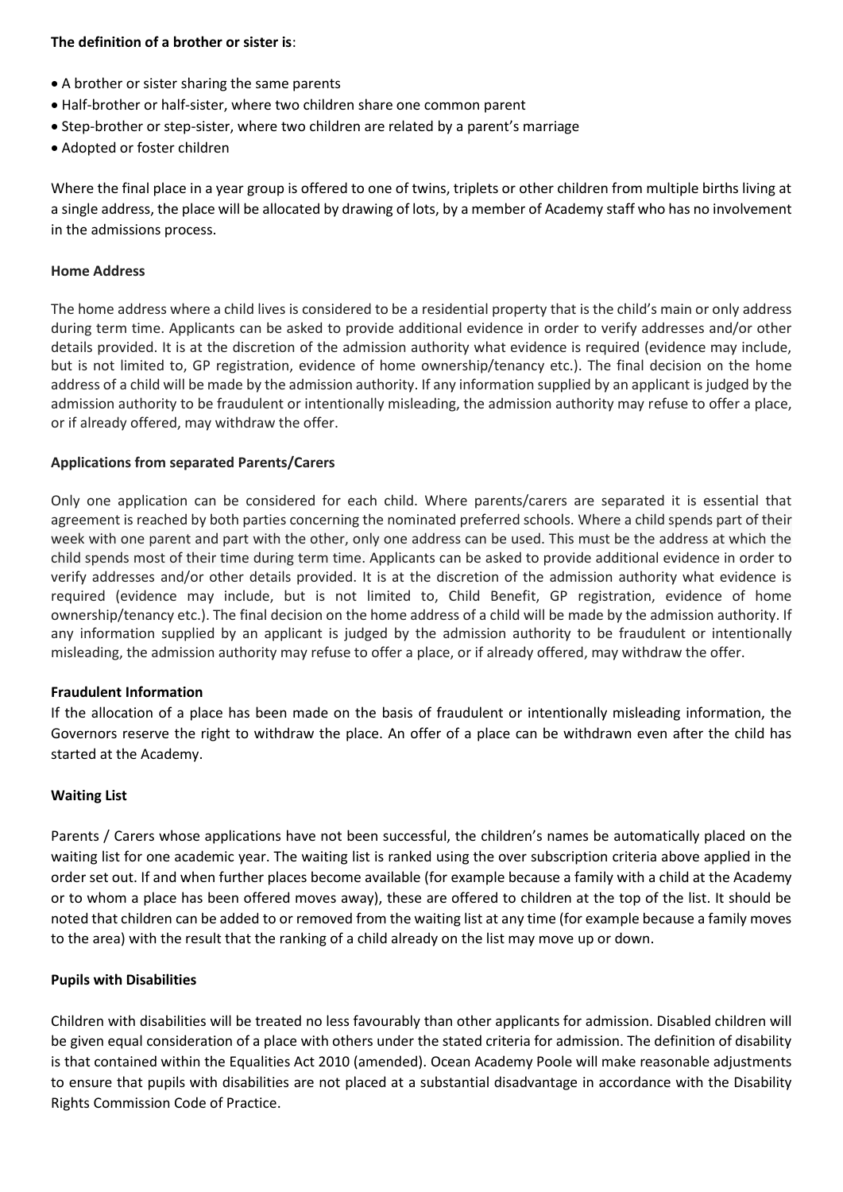**The definition of a brother or sister is**:

- A brother or sister sharing the same parents
- Half-brother or half-sister, where two children share one common parent
- Step-brother or step-sister, where two children are related by a parent's marriage
- Adopted or foster children

Where the final place in a year group is offered to one of twins, triplets or other children from multiple births living at a single address, the place will be allocated by drawing of lots, by a member of Academy staff who has no involvement in the admissions process.

**Home Address**

The home address where a child lives is considered to be a residential property that is the child's main or only address during term time. Applicants can be asked to provide additional evidence in order to verify addresses and/or other details provided. It is at the discretion of the admission authority what evidence is required (evidence may include, but is not limited to, GP registration, evidence of home ownership/tenancy etc.). The final decision on the home address of a child will be made by the admission authority. If any information supplied by an applicant is judged by the admission authority to be fraudulent or intentionally misleading, the admission authority may refuse to offer a place, or if already offered, may withdraw the offer.

**Applications from separated Parents/Carers**

Only one application can be considered for each child. Where parents/carers are separated it is essential that agreement is reached by both parties concerning the nominated preferred schools. Where a child spends part of their week with one parent and part with the other, only one address can be used. This must be the address at which the child spends most of their time during term time. Applicants can be asked to provide additional evidence in order to verify addresses and/or other details provided. It is at the discretion of the admission authority what evidence is required (evidence may include, but is not limited to, Child Benefit, GP registration, evidence of home ownership/tenancy etc.). The final decision on the home address of a child will be made by the admission authority. If any information supplied by an applicant is judged by the admission authority to be fraudulent or intentionally misleading, the admission authority may refuse to offer a place, or if already offered, may withdraw the offer.

**Fraudulent Information**

If the allocation of a place has been made on the basis of fraudulent or intentionally misleading information, the Governors reserve the right to withdraw the place. An offer of a place can be withdrawn even after the child has started at the Academy.

**Waiting List**

Parents / Carers whose applications have not been successful, the children's names be automatically placed on the waiting list for one academic year. The waiting list is ranked using the over subscription criteria above applied in the order set out. If and when further places become available (for example because a family with a child at the Academy or to whom a place has been offered moves away), these are offered to children at the top of the list. It should be noted that children can be added to or removed from the waiting list at any time (for example because a family moves to the area) with the result that the ranking of a child already on the list may move up or down.

**Pupils with Disabilities**

Children with disabilities will be treated no less favourably than other applicants for admission. Disabled children will be given equal consideration of a place with others under the stated criteria for admission. The definition of disability is that contained within the Equalities Act 2010 (amended). Ocean Academy Poole will make reasonable adjustments to ensure that pupils with disabilities are not placed at a substantial disadvantage in accordance with the Disability Rights Commission Code of Practice.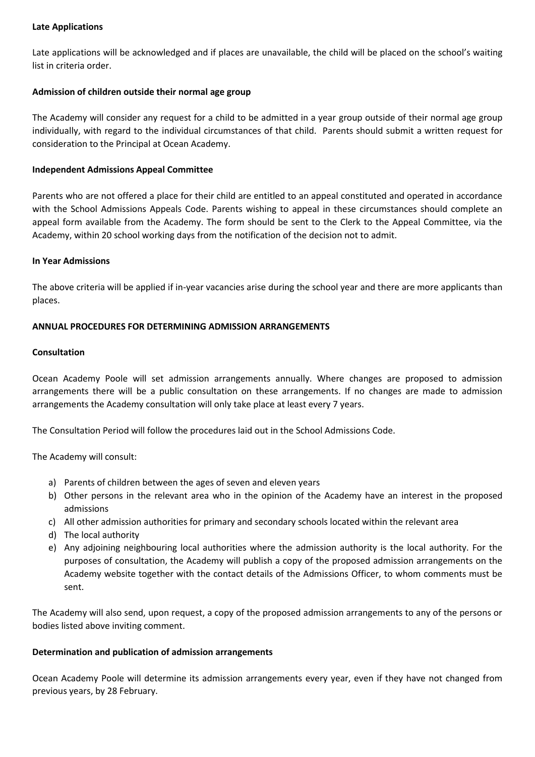**Late Applications**

Late applications will be acknowledged and if places are unavailable, the child will be placed on the school's waiting list in criteria order.

**Admission of children outside their normal age group**

The Academy will consider any request for a child to be admitted in a year group outside of their normal age group individually, with regard to the individual circumstances of that child. Parents should submit a written request for consideration to the Principal at Ocean Academy.

**Independent Admissions Appeal Committee**

Parents who are not offered a place for their child are entitled to an appeal constituted and operated in accordance with the School Admissions Appeals Code. Parents wishing to appeal in these circumstances should complete an appeal form available from the Academy. The form should be sent to the Clerk to the Appeal Committee, via the Academy, within 20 school working days from the notification of the decision not to admit.

**In Year Admissions**

The above criteria will be applied if in-year vacancies arise during the school year and there are more applicants than places.

**ANNUAL PROCEDURES FOR DETERMINING ADMISSION ARRANGEMENTS**

**Consultation**

Ocean Academy Poole will set admission arrangements annually. Where changes are proposed to admission arrangements there will be a public consultation on these arrangements. If no changes are made to admission arrangements the Academy consultation will only take place at least every 7 years.

The Consultation Period will follow the procedures laid out in the School Admissions Code.

The Academy will consult:

a) Parents of children between the ages of seven and eleven years
b) Other persons in the relevant area who in the opinion of the Academy have an interest in the proposed admissions
c) All other admission authorities for primary and secondary schools located within the relevant area
d) The local authority
e) Any adjoining neighbouring local authorities where the admission authority is the local authority. For the purposes of consultation, the Academy will publish a copy of the proposed admission arrangements on the Academy website together with the contact details of the Admissions Officer, to whom comments must be sent.

The Academy will also send, upon request, a copy of the proposed admission arrangements to any of the persons or bodies listed above inviting comment.

**Determination and publication of admission arrangements**

Ocean Academy Poole will determine its admission arrangements every year, even if they have not changed from previous years, by 28 February.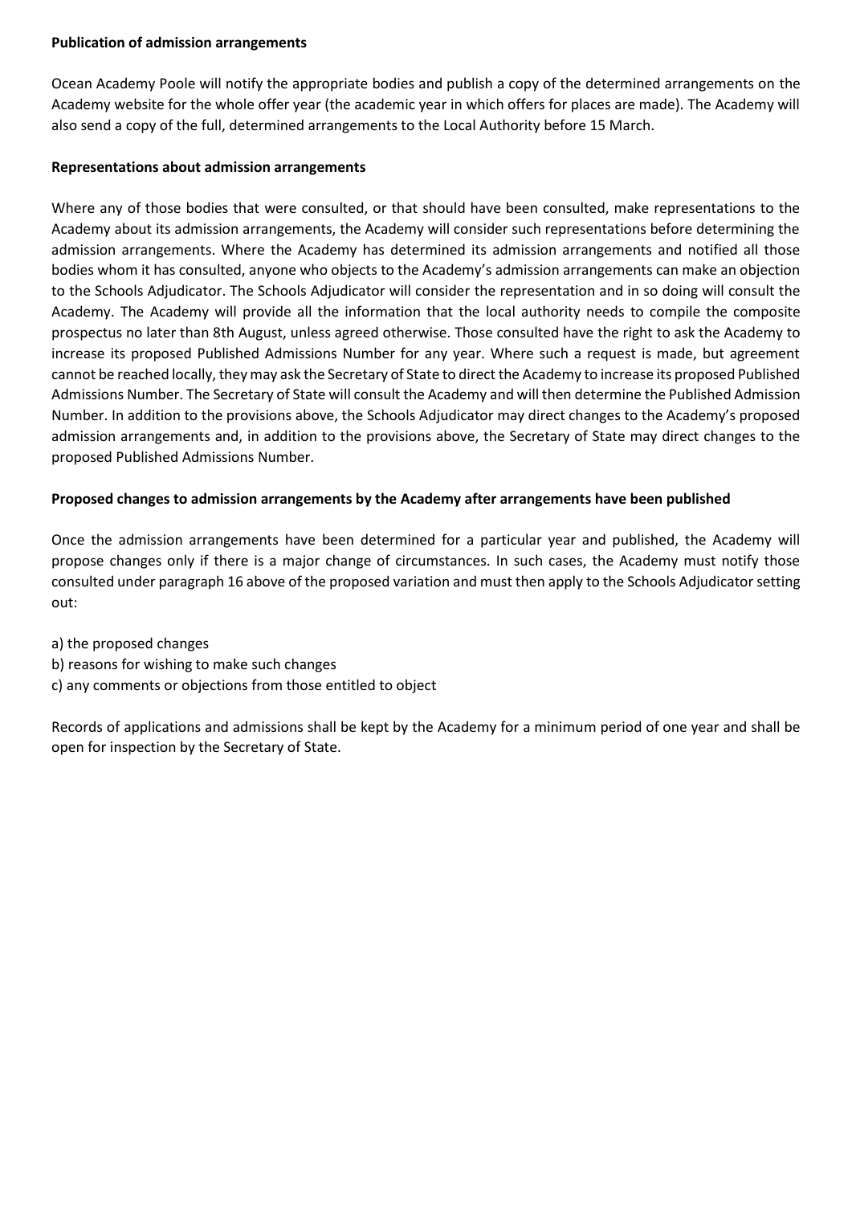**Publication of admission arrangements**

Ocean Academy Poole will notify the appropriate bodies and publish a copy of the determined arrangements on the Academy website for the whole offer year (the academic year in which offers for places are made). The Academy will also send a copy of the full, determined arrangements to the Local Authority before 15 March.

**Representations about admission arrangements**

Where any of those bodies that were consulted, or that should have been consulted, make representations to the Academy about its admission arrangements, the Academy will consider such representations before determining the admission arrangements. Where the Academy has determined its admission arrangements and notified all those bodies whom it has consulted, anyone who objects to the Academy's admission arrangements can make an objection to the Schools Adjudicator. The Schools Adjudicator will consider the representation and in so doing will consult the Academy. The Academy will provide all the information that the local authority needs to compile the composite prospectus no later than 8th August, unless agreed otherwise. Those consulted have the right to ask the Academy to increase its proposed Published Admissions Number for any year. Where such a request is made, but agreement cannot be reached locally, they may ask the Secretary of State to direct the Academy to increase its proposed Published Admissions Number. The Secretary of State will consult the Academy and will then determine the Published Admission Number. In addition to the provisions above, the Schools Adjudicator may direct changes to the Academy's proposed admission arrangements and, in addition to the provisions above, the Secretary of State may direct changes to the proposed Published Admissions Number.

**Proposed changes to admission arrangements by the Academy after arrangements have been published**

Once the admission arrangements have been determined for a particular year and published, the Academy will propose changes only if there is a major change of circumstances. In such cases, the Academy must notify those consulted under paragraph 16 above of the proposed variation and must then apply to the Schools Adjudicator setting out:

a) the proposed changes
b) reasons for wishing to make such changes
c) any comments or objections from those entitled to object

Records of applications and admissions shall be kept by the Academy for a minimum period of one year and shall be open for inspection by the Secretary of State.